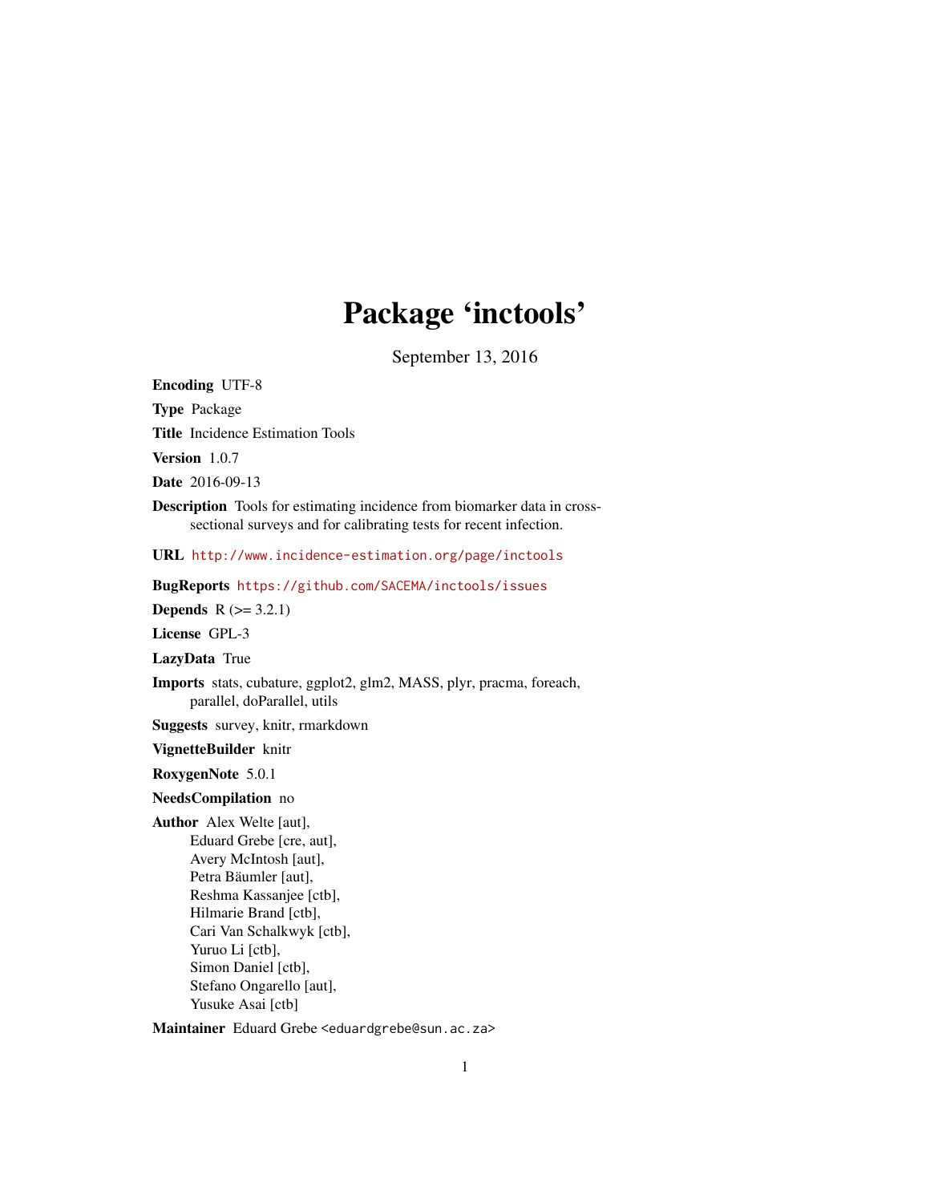# Package 'inctools'

September 13, 2016

**Encoding** UTF-8

**Type** Package

**Title** Incidence Estimation Tools

**Version** 1.0.7

**Date** 2016-09-13

**Description** Tools for estimating incidence from biomarker data in cross-sectional surveys and for calibrating tests for recent infection.

**URL** http://www.incidence-estimation.org/page/inctools

**BugReports** https://github.com/SACEMA/inctools/issues

**Depends** R (>= 3.2.1)

**License** GPL-3

**LazyData** True

**Imports** stats, cubature, ggplot2, glm2, MASS, plyr, pracma, foreach, parallel, doParallel, utils

**Suggests** survey, knitr, rmarkdown

**VignetteBuilder** knitr

**RoxygenNote** 5.0.1

**NeedsCompilation** no

**Author** Alex Welte [aut],
Eduard Grebe [cre, aut],
Avery McIntosh [aut],
Petra Bäumler [aut],
Reshma Kassanjee [ctb],
Hilmarie Brand [ctb],
Cari Van Schalkwyk [ctb],
Yuruo Li [ctb],
Simon Daniel [ctb],
Stefano Ongarello [aut],
Yusuke Asai [ctb]

**Maintainer** Eduard Grebe <eduardgrebe@sun.ac.za>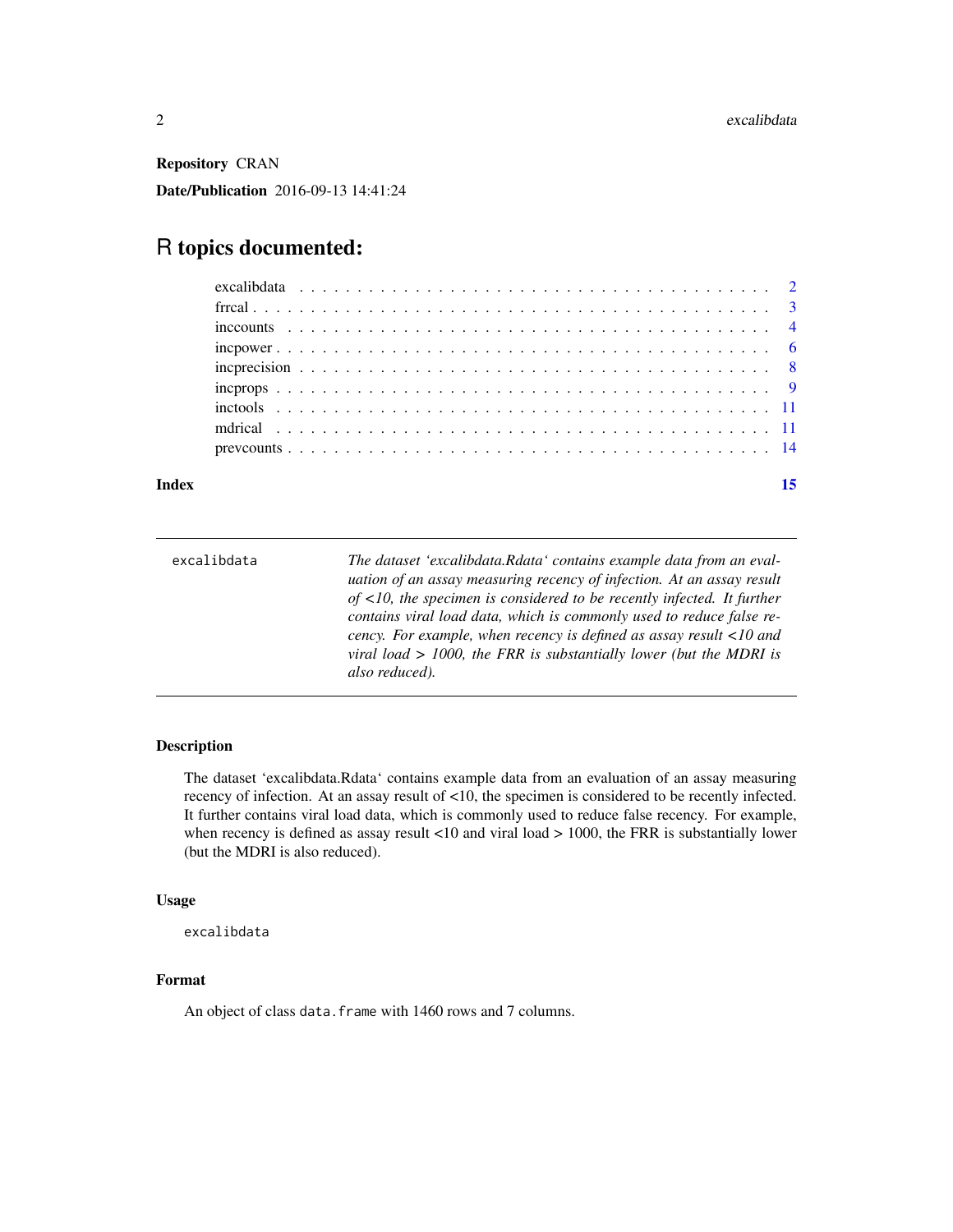**Repository** CRAN

**Date/Publication** 2016-09-13 14:41:24

# R topics documented:

- excalibdata . . . . . . . . . . . . . . . . . . . . . . . . . . . . . . . . . . . . . . . 2
- frrcal . . . . . . . . . . . . . . . . . . . . . . . . . . . . . . . . . . . . . . . . . . 3
- inccounts . . . . . . . . . . . . . . . . . . . . . . . . . . . . . . . . . . . . . . . . 4
- incpower . . . . . . . . . . . . . . . . . . . . . . . . . . . . . . . . . . . . . . . . 6
- incprecision . . . . . . . . . . . . . . . . . . . . . . . . . . . . . . . . . . . . . . 8
- incprops . . . . . . . . . . . . . . . . . . . . . . . . . . . . . . . . . . . . . . . . 9
- inctools . . . . . . . . . . . . . . . . . . . . . . . . . . . . . . . . . . . . . . . . 11
- mdrical . . . . . . . . . . . . . . . . . . . . . . . . . . . . . . . . . . . . . . . . 11
- prevcounts . . . . . . . . . . . . . . . . . . . . . . . . . . . . . . . . . . . . . . 14

**Index** 15

---

`excalibdata` *The dataset 'excalibdata.Rdata' contains example data from an evaluation of an assay measuring recency of infection. At an assay result of <10, the specimen is considered to be recently infected. It further contains viral load data, which is commonly used to reduce false recency. For example, when recency is defined as assay result <10 and viral load > 1000, the FRR is substantially lower (but the MDRI is also reduced).*

---

### Description

The dataset 'excalibdata.Rdata' contains example data from an evaluation of an assay measuring recency of infection. At an assay result of <10, the specimen is considered to be recently infected. It further contains viral load data, which is commonly used to reduce false recency. For example, when recency is defined as assay result <10 and viral load > 1000, the FRR is substantially lower (but the MDRI is also reduced).

### Usage

```
excalibdata
```

### Format

An object of class `data.frame` with 1460 rows and 7 columns.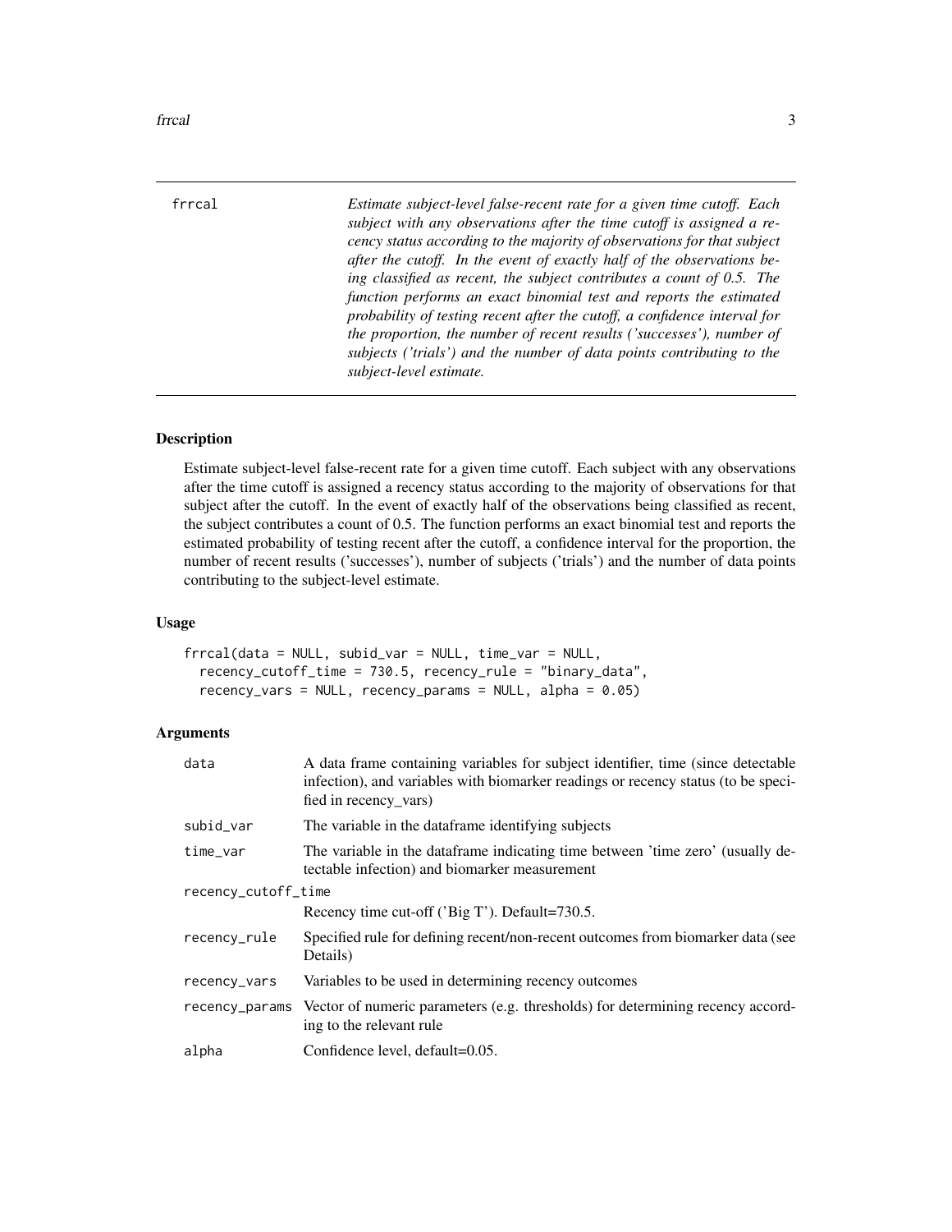frrcal — *Estimate subject-level false-recent rate for a given time cutoff. Each subject with any observations after the time cutoff is assigned a recency status according to the majority of observations for that subject after the cutoff. In the event of exactly half of the observations being classified as recent, the subject contributes a count of 0.5. The function performs an exact binomial test and reports the estimated probability of testing recent after the cutoff, a confidence interval for the proportion, the number of recent results ('successes'), number of subjects ('trials') and the number of data points contributing to the subject-level estimate.*

## Description

Estimate subject-level false-recent rate for a given time cutoff. Each subject with any observations after the time cutoff is assigned a recency status according to the majority of observations for that subject after the cutoff. In the event of exactly half of the observations being classified as recent, the subject contributes a count of 0.5. The function performs an exact binomial test and reports the estimated probability of testing recent after the cutoff, a confidence interval for the proportion, the number of recent results ('successes'), number of subjects ('trials') and the number of data points contributing to the subject-level estimate.

## Usage

```
frrcal(data = NULL, subid_var = NULL, time_var = NULL,
  recency_cutoff_time = 730.5, recency_rule = "binary_data",
  recency_vars = NULL, recency_params = NULL, alpha = 0.05)
```

## Arguments

| Argument | Description |
|---|---|
| data | A data frame containing variables for subject identifier, time (since detectable infection), and variables with biomarker readings or recency status (to be specified in recency_vars) |
| subid_var | The variable in the dataframe identifying subjects |
| time_var | The variable in the dataframe indicating time between 'time zero' (usually detectable infection) and biomarker measurement |
| recency_cutoff_time | Recency time cut-off ('Big T'). Default=730.5. |
| recency_rule | Specified rule for defining recent/non-recent outcomes from biomarker data (see Details) |
| recency_vars | Variables to be used in determining recency outcomes |
| recency_params | Vector of numeric parameters (e.g. thresholds) for determining recency according to the relevant rule |
| alpha | Confidence level, default=0.05. |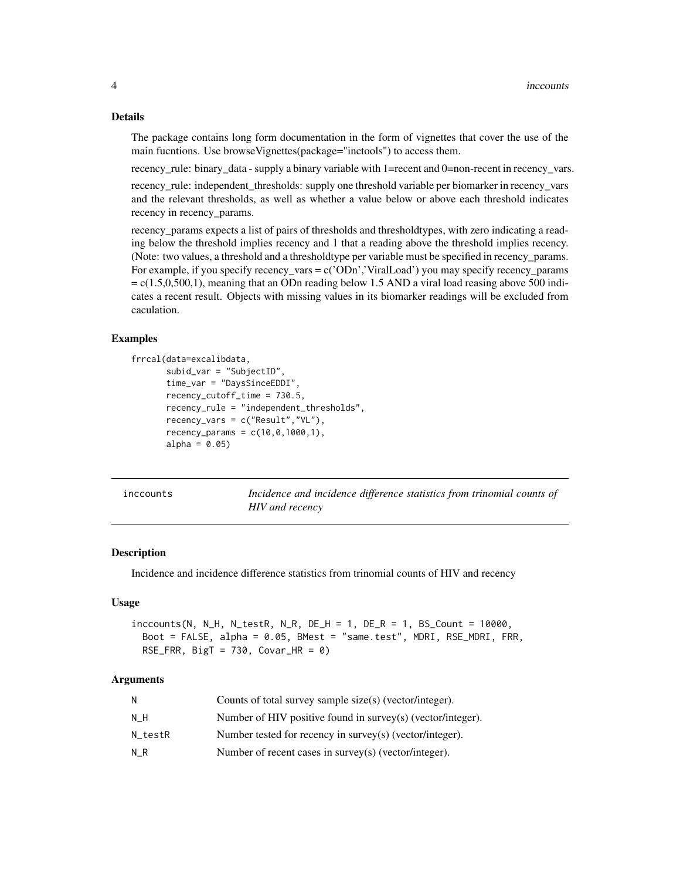## Details

The package contains long form documentation in the form of vignettes that cover the use of the main fucntions. Use browseVignettes(package="inctools") to access them.

recency_rule: binary_data - supply a binary variable with 1=recent and 0=non-recent in recency_vars.

recency_rule: independent_thresholds: supply one threshold variable per biomarker in recency_vars and the relevant thresholds, as well as whether a value below or above each threshold indicates recency in recency_params.

recency_params expects a list of pairs of thresholds and thresholdtypes, with zero indicating a reading below the threshold implies recency and 1 that a reading above the threshold implies recency. (Note: two values, a threshold and a thresholdtype per variable must be specified in recency_params. For example, if you specify recency_vars = c('ODn','ViralLoad') you may specify recency_params = c(1.5,0,500,1), meaning that an ODn reading below 1.5 AND a viral load reasing above 500 indicates a recent result. Objects with missing values in its biomarker readings will be excluded from caculation.

## Examples

```
frrcal(data=excalibdata,
       subid_var = "SubjectID",
       time_var = "DaysSinceEDDI",
       recency_cutoff_time = 730.5,
       recency_rule = "independent_thresholds",
       recency_vars = c("Result","VL"),
       recency_params = c(10,0,1000,1),
       alpha = 0.05)
```

---

# inccounts — *Incidence and incidence difference statistics from trinomial counts of HIV and recency*

## Description

Incidence and incidence difference statistics from trinomial counts of HIV and recency

## Usage

```
inccounts(N, N_H, N_testR, N_R, DE_H = 1, DE_R = 1, BS_Count = 10000,
  Boot = FALSE, alpha = 0.05, BMest = "same.test", MDRI, RSE_MDRI, FRR,
  RSE_FRR, BigT = 730, Covar_HR = 0)
```

## Arguments

| | |
|---|---|
| N | Counts of total survey sample size(s) (vector/integer). |
| N_H | Number of HIV positive found in survey(s) (vector/integer). |
| N_testR | Number tested for recency in survey(s) (vector/integer). |
| N_R | Number of recent cases in survey(s) (vector/integer). |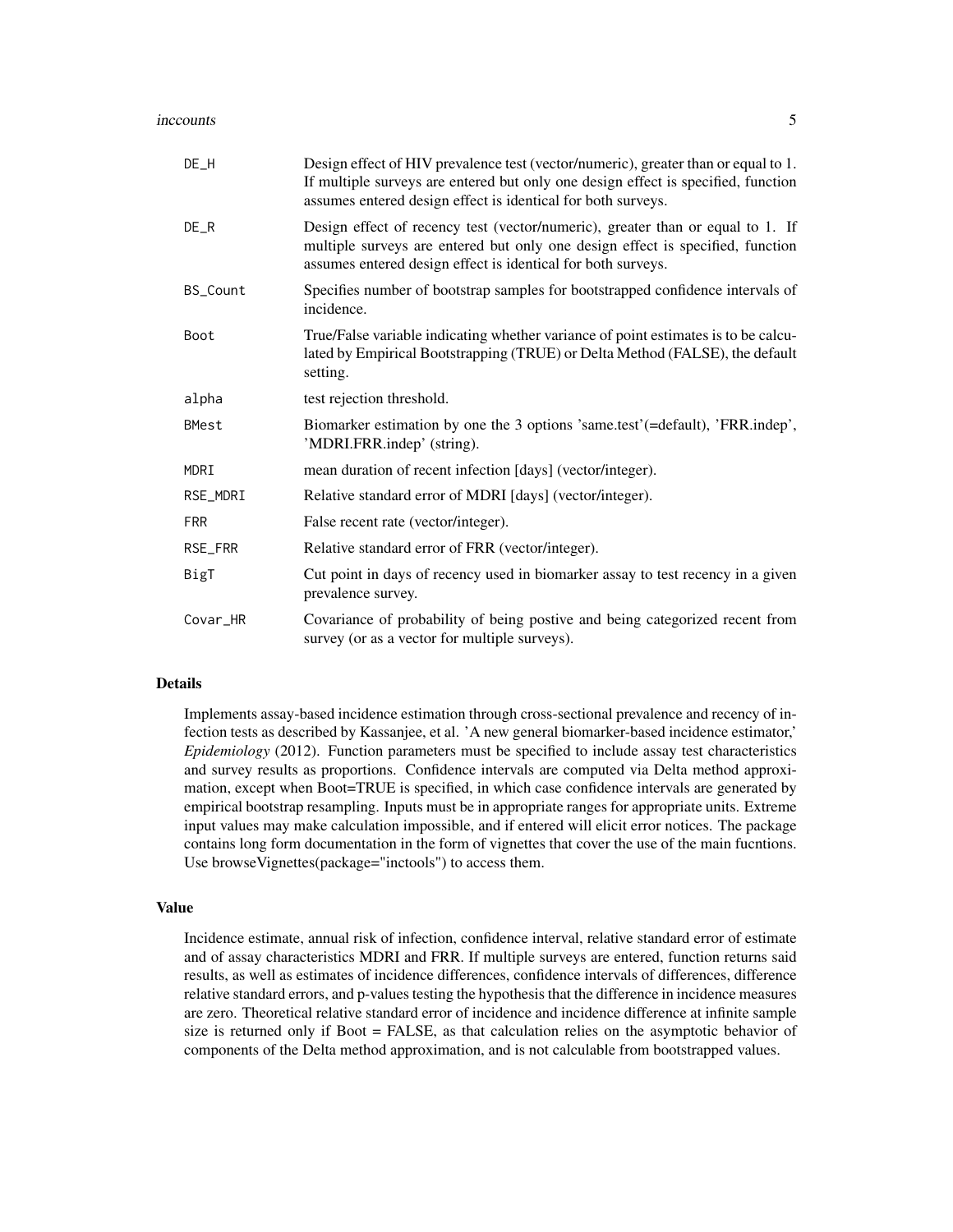| | |
|---|---|
| DE_H | Design effect of HIV prevalence test (vector/numeric), greater than or equal to 1. If multiple surveys are entered but only one design effect is specified, function assumes entered design effect is identical for both surveys. |
| DE_R | Design effect of recency test (vector/numeric), greater than or equal to 1. If multiple surveys are entered but only one design effect is specified, function assumes entered design effect is identical for both surveys. |
| BS_Count | Specifies number of bootstrap samples for bootstrapped confidence intervals of incidence. |
| Boot | True/False variable indicating whether variance of point estimates is to be calculated by Empirical Bootstrapping (TRUE) or Delta Method (FALSE), the default setting. |
| alpha | test rejection threshold. |
| BMest | Biomarker estimation by one the 3 options 'same.test'(=default), 'FRR.indep', 'MDRI.FRR.indep' (string). |
| MDRI | mean duration of recent infection [days] (vector/integer). |
| RSE_MDRI | Relative standard error of MDRI [days] (vector/integer). |
| FRR | False recent rate (vector/integer). |
| RSE_FRR | Relative standard error of FRR (vector/integer). |
| BigT | Cut point in days of recency used in biomarker assay to test recency in a given prevalence survey. |
| Covar_HR | Covariance of probability of being postive and being categorized recent from survey (or as a vector for multiple surveys). |

## Details

Implements assay-based incidence estimation through cross-sectional prevalence and recency of infection tests as described by Kassanjee, et al. 'A new general biomarker-based incidence estimator,' *Epidemiology* (2012). Function parameters must be specified to include assay test characteristics and survey results as proportions. Confidence intervals are computed via Delta method approximation, except when Boot=TRUE is specified, in which case confidence intervals are generated by empirical bootstrap resampling. Inputs must be in appropriate ranges for appropriate units. Extreme input values may make calculation impossible, and if entered will elicit error notices. The package contains long form documentation in the form of vignettes that cover the use of the main fucntions. Use browseVignettes(package="inctools") to access them.

## Value

Incidence estimate, annual risk of infection, confidence interval, relative standard error of estimate and of assay characteristics MDRI and FRR. If multiple surveys are entered, function returns said results, as well as estimates of incidence differences, confidence intervals of differences, difference relative standard errors, and p-values testing the hypothesis that the difference in incidence measures are zero. Theoretical relative standard error of incidence and incidence difference at infinite sample size is returned only if Boot = FALSE, as that calculation relies on the asymptotic behavior of components of the Delta method approximation, and is not calculable from bootstrapped values.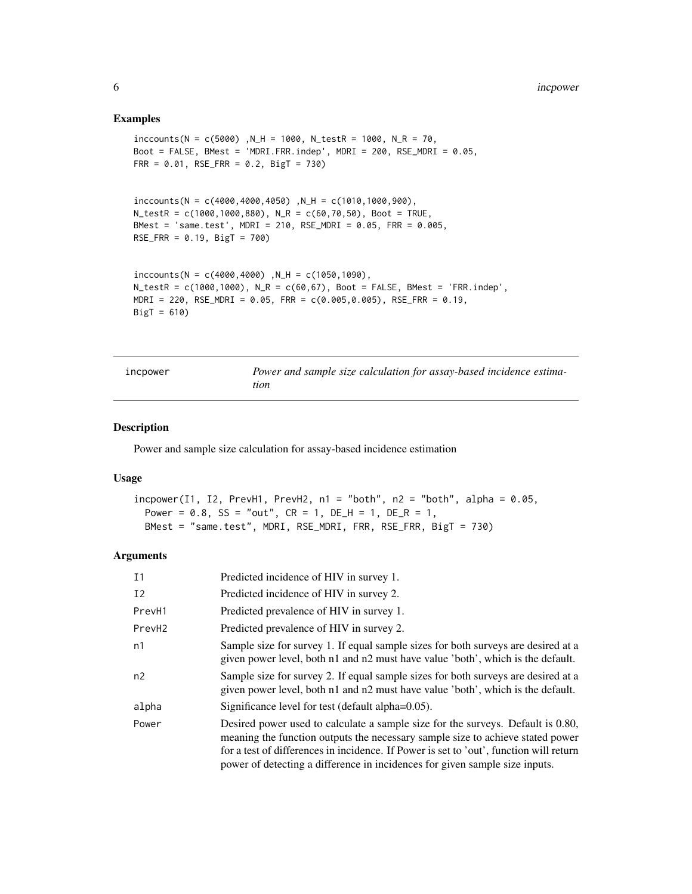## Examples

```
inccounts(N = c(5000) ,N_H = 1000, N_testR = 1000, N_R = 70,
Boot = FALSE, BMest = 'MDRI.FRR.indep', MDRI = 200, RSE_MDRI = 0.05,
FRR = 0.01, RSE_FRR = 0.2, BigT = 730)


inccounts(N = c(4000,4000,4050) ,N_H = c(1010,1000,900),
N_testR = c(1000,1000,880), N_R = c(60,70,50), Boot = TRUE,
BMest = 'same.test', MDRI = 210, RSE_MDRI = 0.05, FRR = 0.005,
RSE_FRR = 0.19, BigT = 700)


inccounts(N = c(4000,4000) ,N_H = c(1050,1090),
N_testR = c(1000,1000), N_R = c(60,67), Boot = FALSE, BMest = 'FRR.indep',
MDRI = 220, RSE_MDRI = 0.05, FRR = c(0.005,0.005), RSE_FRR = 0.19,
BigT = 610)
```

---

`incpower` *Power and sample size calculation for assay-based incidence estimation*

---

## Description

Power and sample size calculation for assay-based incidence estimation

## Usage

```
incpower(I1, I2, PrevH1, PrevH2, n1 = "both", n2 = "both", alpha = 0.05,
  Power = 0.8, SS = "out", CR = 1, DE_H = 1, DE_R = 1,
  BMest = "same.test", MDRI, RSE_MDRI, FRR, RSE_FRR, BigT = 730)
```

## Arguments

| | |
|---|---|
| I1 | Predicted incidence of HIV in survey 1. |
| I2 | Predicted incidence of HIV in survey 2. |
| PrevH1 | Predicted prevalence of HIV in survey 1. |
| PrevH2 | Predicted prevalence of HIV in survey 2. |
| n1 | Sample size for survey 1. If equal sample sizes for both surveys are desired at a given power level, both n1 and n2 must have value 'both', which is the default. |
| n2 | Sample size for survey 2. If equal sample sizes for both surveys are desired at a given power level, both n1 and n2 must have value 'both', which is the default. |
| alpha | Significance level for test (default alpha=0.05). |
| Power | Desired power used to calculate a sample size for the surveys. Default is 0.80, meaning the function outputs the necessary sample size to achieve stated power for a test of differences in incidence. If Power is set to 'out', function will return power of detecting a difference in incidences for given sample size inputs. |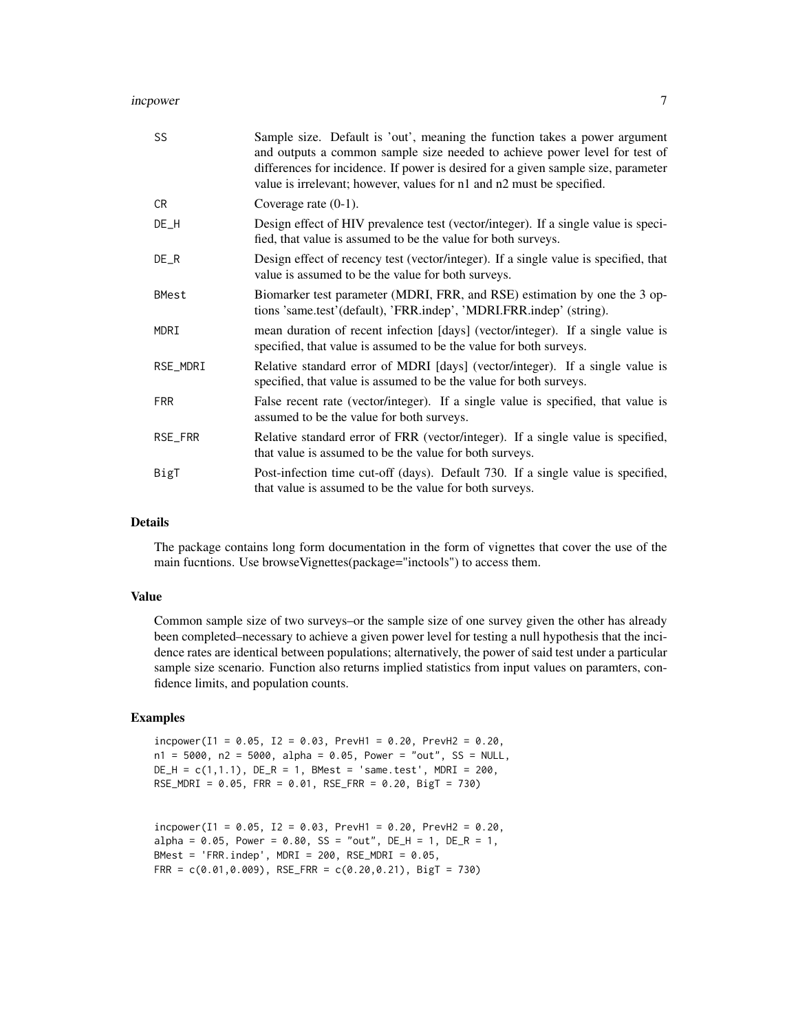| | |
|---|---|
| SS | Sample size. Default is 'out', meaning the function takes a power argument and outputs a common sample size needed to achieve power level for test of differences for incidence. If power is desired for a given sample size, parameter value is irrelevant; however, values for n1 and n2 must be specified. |
| CR | Coverage rate (0-1). |
| DE_H | Design effect of HIV prevalence test (vector/integer). If a single value is specified, that value is assumed to be the value for both surveys. |
| DE_R | Design effect of recency test (vector/integer). If a single value is specified, that value is assumed to be the value for both surveys. |
| BMest | Biomarker test parameter (MDRI, FRR, and RSE) estimation by one the 3 options 'same.test'(default), 'FRR.indep', 'MDRI.FRR.indep' (string). |
| MDRI | mean duration of recent infection [days] (vector/integer). If a single value is specified, that value is assumed to be the value for both surveys. |
| RSE_MDRI | Relative standard error of MDRI [days] (vector/integer). If a single value is specified, that value is assumed to be the value for both surveys. |
| FRR | False recent rate (vector/integer). If a single value is specified, that value is assumed to be the value for both surveys. |
| RSE_FRR | Relative standard error of FRR (vector/integer). If a single value is specified, that value is assumed to be the value for both surveys. |
| BigT | Post-infection time cut-off (days). Default 730. If a single value is specified, that value is assumed to be the value for both surveys. |

## Details

The package contains long form documentation in the form of vignettes that cover the use of the main fucntions. Use browseVignettes(package="inctools") to access them.

## Value

Common sample size of two surveys–or the sample size of one survey given the other has already been completed–necessary to achieve a given power level for testing a null hypothesis that the incidence rates are identical between populations; alternatively, the power of said test under a particular sample size scenario. Function also returns implied statistics from input values on paramters, confidence limits, and population counts.

## Examples

```
incpower(I1 = 0.05, I2 = 0.03, PrevH1 = 0.20, PrevH2 = 0.20,
n1 = 5000, n2 = 5000, alpha = 0.05, Power = "out", SS = NULL,
DE_H = c(1,1.1), DE_R = 1, BMest = 'same.test', MDRI = 200,
RSE_MDRI = 0.05, FRR = 0.01, RSE_FRR = 0.20, BigT = 730)


incpower(I1 = 0.05, I2 = 0.03, PrevH1 = 0.20, PrevH2 = 0.20,
alpha = 0.05, Power = 0.80, SS = "out", DE_H = 1, DE_R = 1,
BMest = 'FRR.indep', MDRI = 200, RSE_MDRI = 0.05,
FRR = c(0.01,0.009), RSE_FRR = c(0.20,0.21), BigT = 730)
```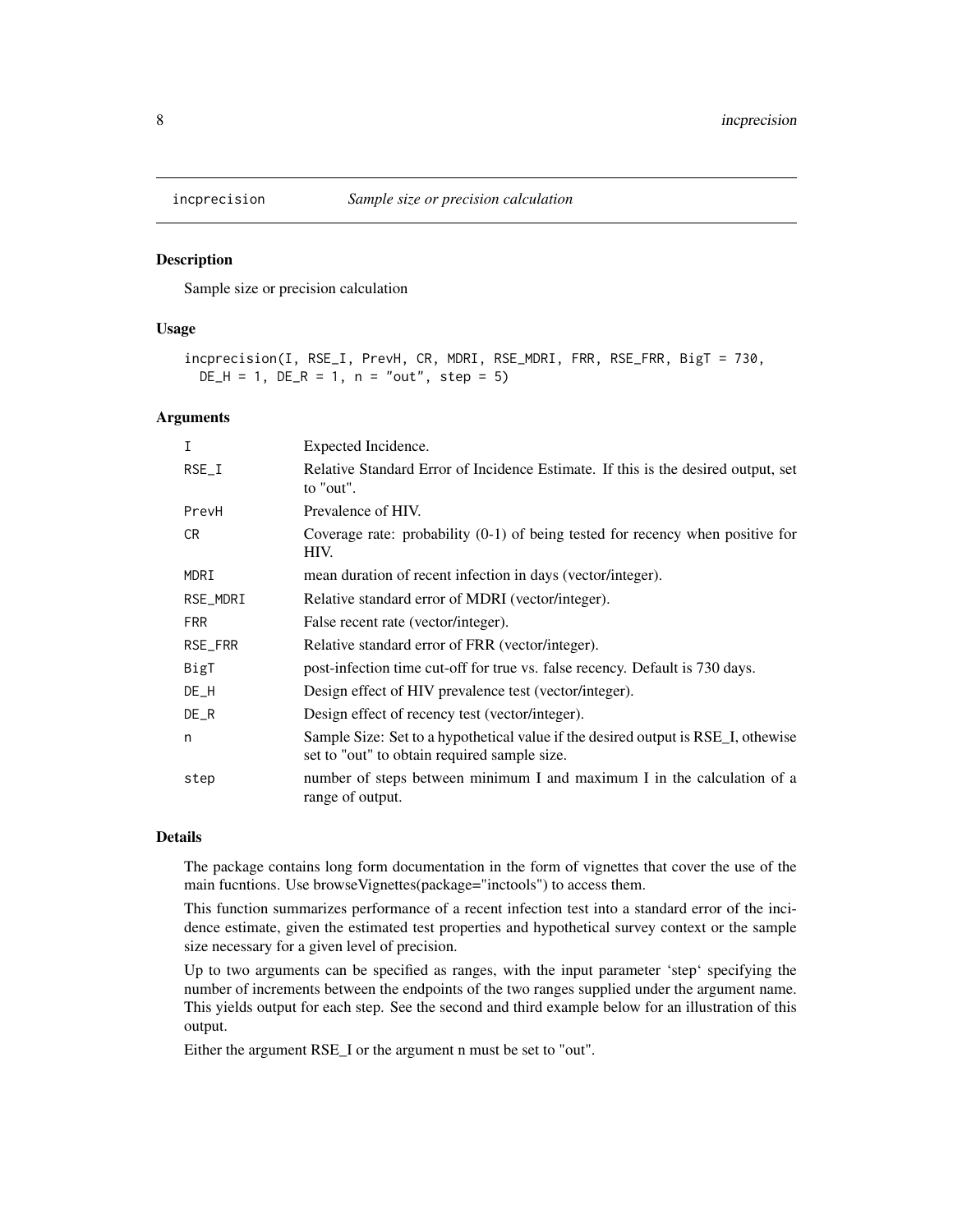## incprecision *Sample size or precision calculation*

### Description

Sample size or precision calculation

### Usage

```
incprecision(I, RSE_I, PrevH, CR, MDRI, RSE_MDRI, FRR, RSE_FRR, BigT = 730,
  DE_H = 1, DE_R = 1, n = "out", step = 5)
```

### Arguments

| Argument | Description |
|---|---|
| I | Expected Incidence. |
| RSE_I | Relative Standard Error of Incidence Estimate. If this is the desired output, set to "out". |
| PrevH | Prevalence of HIV. |
| CR | Coverage rate: probability (0-1) of being tested for recency when positive for HIV. |
| MDRI | mean duration of recent infection in days (vector/integer). |
| RSE_MDRI | Relative standard error of MDRI (vector/integer). |
| FRR | False recent rate (vector/integer). |
| RSE_FRR | Relative standard error of FRR (vector/integer). |
| BigT | post-infection time cut-off for true vs. false recency. Default is 730 days. |
| DE_H | Design effect of HIV prevalence test (vector/integer). |
| DE_R | Design effect of recency test (vector/integer). |
| n | Sample Size: Set to a hypothetical value if the desired output is RSE_I, othewise set to "out" to obtain required sample size. |
| step | number of steps between minimum I and maximum I in the calculation of a range of output. |

### Details

The package contains long form documentation in the form of vignettes that cover the use of the main fucntions. Use browseVignettes(package="inctools") to access them.

This function summarizes performance of a recent infection test into a standard error of the incidence estimate, given the estimated test properties and hypothetical survey context or the sample size necessary for a given level of precision.

Up to two arguments can be specified as ranges, with the input parameter 'step' specifying the number of increments between the endpoints of the two ranges supplied under the argument name. This yields output for each step. See the second and third example below for an illustration of this output.

Either the argument RSE_I or the argument n must be set to "out".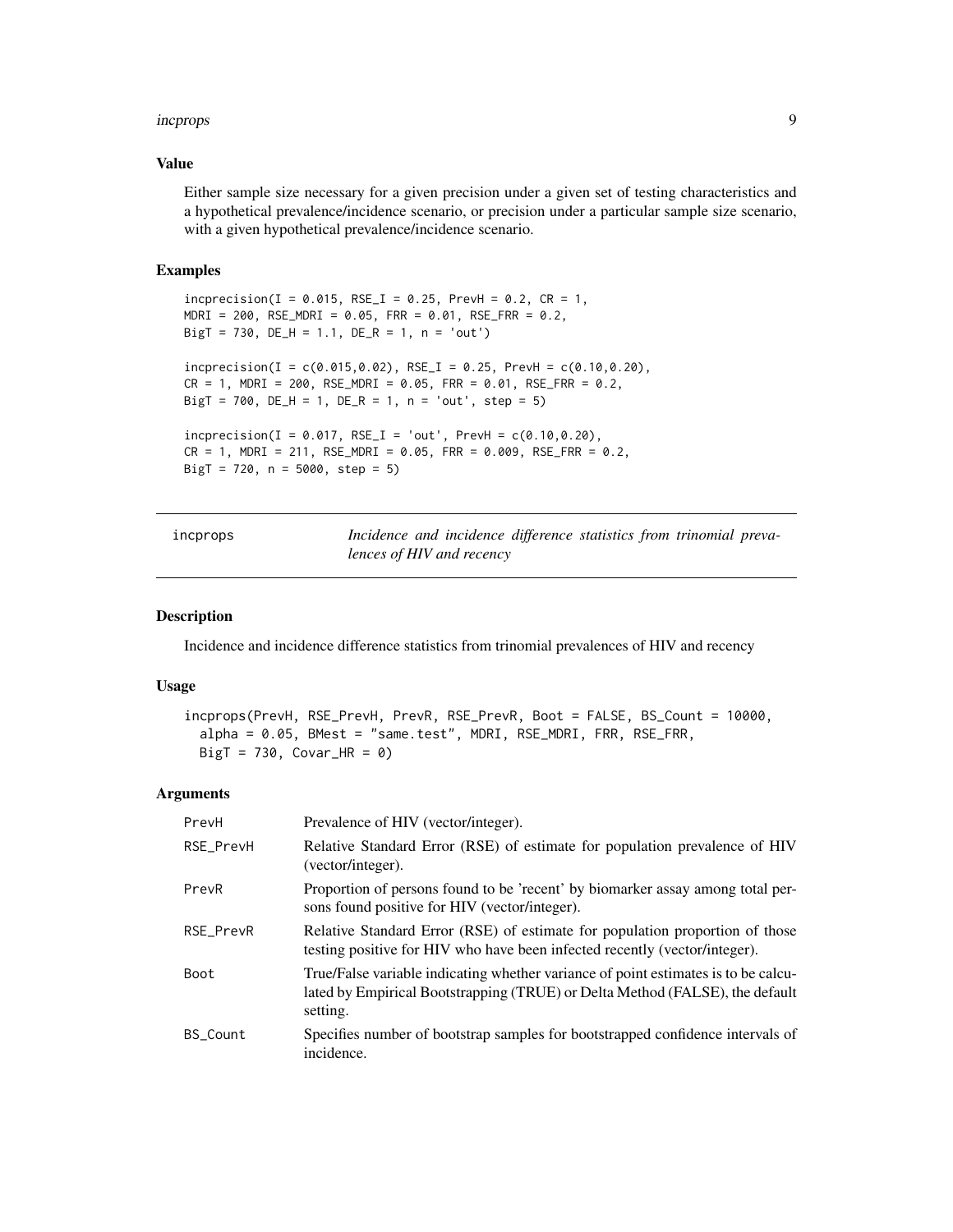### Value

Either sample size necessary for a given precision under a given set of testing characteristics and a hypothetical prevalence/incidence scenario, or precision under a particular sample size scenario, with a given hypothetical prevalence/incidence scenario.

### Examples

```
incprecision(I = 0.015, RSE_I = 0.25, PrevH = 0.2, CR = 1,
MDRI = 200, RSE_MDRI = 0.05, FRR = 0.01, RSE_FRR = 0.2,
BigT = 730, DE_H = 1.1, DE_R = 1, n = 'out')

incprecision(I = c(0.015,0.02), RSE_I = 0.25, PrevH = c(0.10,0.20),
CR = 1, MDRI = 200, RSE_MDRI = 0.05, FRR = 0.01, RSE_FRR = 0.2,
BigT = 700, DE_H = 1, DE_R = 1, n = 'out', step = 5)

incprecision(I = 0.017, RSE_I = 'out', PrevH = c(0.10,0.20),
CR = 1, MDRI = 211, RSE_MDRI = 0.05, FRR = 0.009, RSE_FRR = 0.2,
BigT = 720, n = 5000, step = 5)
```

---

## incprops — *Incidence and incidence difference statistics from trinomial prevalences of HIV and recency*

---

### Description

Incidence and incidence difference statistics from trinomial prevalences of HIV and recency

### Usage

```
incprops(PrevH, RSE_PrevH, PrevR, RSE_PrevR, Boot = FALSE, BS_Count = 10000,
  alpha = 0.05, BMest = "same.test", MDRI, RSE_MDRI, FRR, RSE_FRR,
  BigT = 730, Covar_HR = 0)
```

### Arguments

| | |
|---|---|
| PrevH | Prevalence of HIV (vector/integer). |
| RSE_PrevH | Relative Standard Error (RSE) of estimate for population prevalence of HIV (vector/integer). |
| PrevR | Proportion of persons found to be 'recent' by biomarker assay among total persons found positive for HIV (vector/integer). |
| RSE_PrevR | Relative Standard Error (RSE) of estimate for population proportion of those testing positive for HIV who have been infected recently (vector/integer). |
| Boot | True/False variable indicating whether variance of point estimates is to be calculated by Empirical Bootstrapping (TRUE) or Delta Method (FALSE), the default setting. |
| BS_Count | Specifies number of bootstrap samples for bootstrapped confidence intervals of incidence. |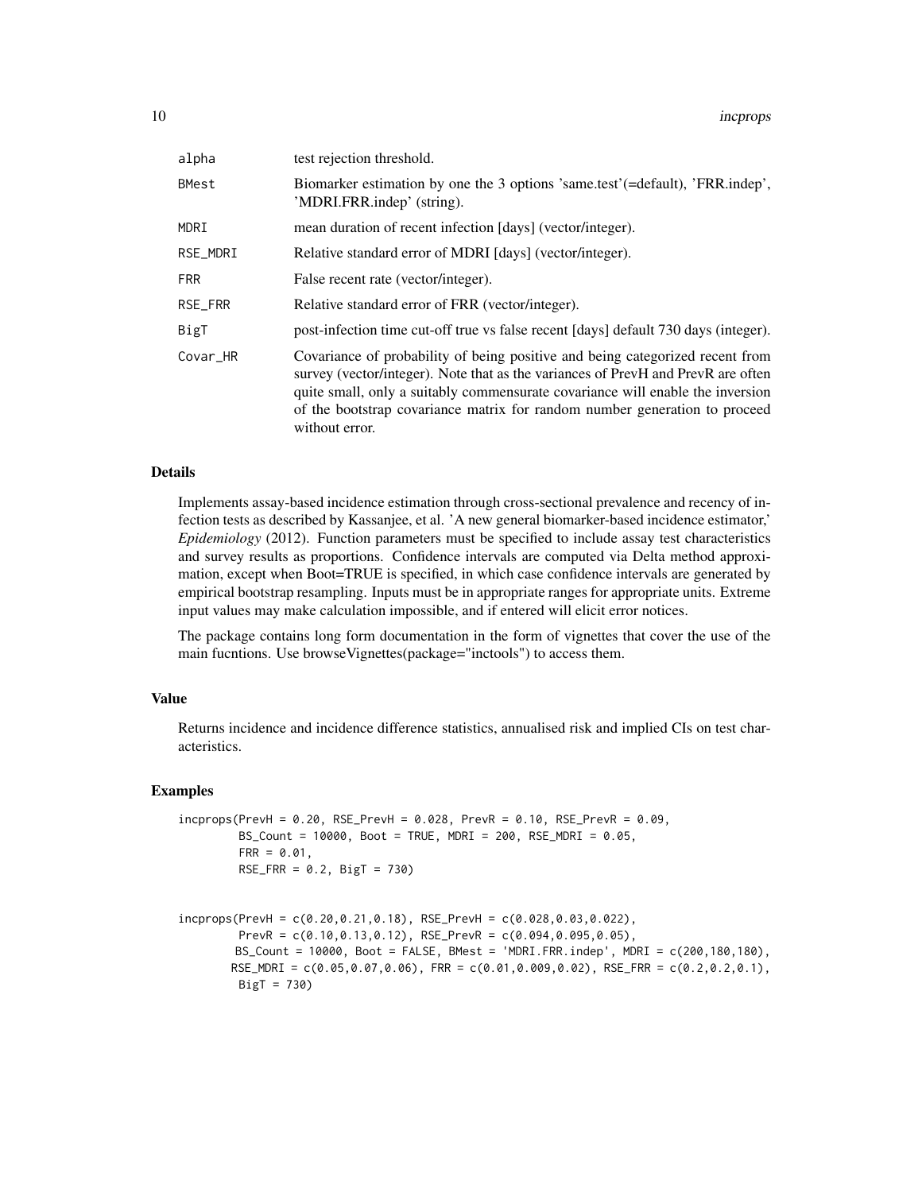| | |
|---|---|
| alpha | test rejection threshold. |
| BMest | Biomarker estimation by one the 3 options 'same.test'(=default), 'FRR.indep', 'MDRI.FRR.indep' (string). |
| MDRI | mean duration of recent infection [days] (vector/integer). |
| RSE_MDRI | Relative standard error of MDRI [days] (vector/integer). |
| FRR | False recent rate (vector/integer). |
| RSE_FRR | Relative standard error of FRR (vector/integer). |
| BigT | post-infection time cut-off true vs false recent [days] default 730 days (integer). |
| Covar_HR | Covariance of probability of being positive and being categorized recent from survey (vector/integer). Note that as the variances of PrevH and PrevR are often quite small, only a suitably commensurate covariance will enable the inversion of the bootstrap covariance matrix for random number generation to proceed without error. |

## Details

Implements assay-based incidence estimation through cross-sectional prevalence and recency of infection tests as described by Kassanjee, et al. 'A new general biomarker-based incidence estimator,' *Epidemiology* (2012). Function parameters must be specified to include assay test characteristics and survey results as proportions. Confidence intervals are computed via Delta method approximation, except when Boot=TRUE is specified, in which case confidence intervals are generated by empirical bootstrap resampling. Inputs must be in appropriate ranges for appropriate units. Extreme input values may make calculation impossible, and if entered will elicit error notices.

The package contains long form documentation in the form of vignettes that cover the use of the main fucntions. Use browseVignettes(package="inctools") to access them.

## Value

Returns incidence and incidence difference statistics, annualised risk and implied CIs on test characteristics.

## Examples

```
incprops(PrevH = 0.20, RSE_PrevH = 0.028, PrevR = 0.10, RSE_PrevR = 0.09,
         BS_Count = 10000, Boot = TRUE, MDRI = 200, RSE_MDRI = 0.05,
         FRR = 0.01,
         RSE_FRR = 0.2, BigT = 730)


incprops(PrevH = c(0.20,0.21,0.18), RSE_PrevH = c(0.028,0.03,0.022),
         PrevR = c(0.10,0.13,0.12), RSE_PrevR = c(0.094,0.095,0.05),
        BS_Count = 10000, Boot = FALSE, BMest = 'MDRI.FRR.indep', MDRI = c(200,180,180),
       RSE_MDRI = c(0.05,0.07,0.06), FRR = c(0.01,0.009,0.02), RSE_FRR = c(0.2,0.2,0.1),
        BigT = 730)
```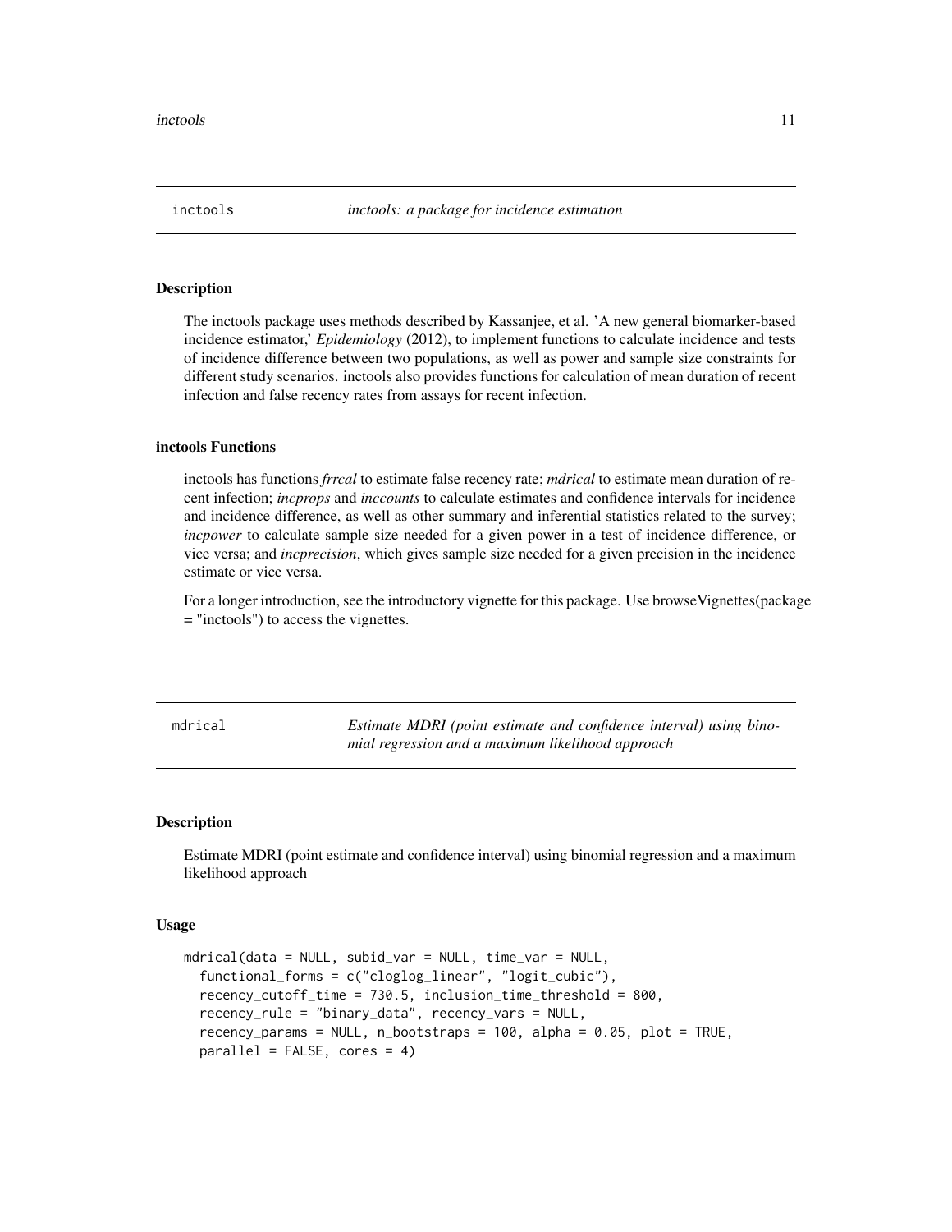## inctools — *inctools: a package for incidence estimation*

### Description

The inctools package uses methods described by Kassanjee, et al. 'A new general biomarker-based incidence estimator,' *Epidemiology* (2012), to implement functions to calculate incidence and tests of incidence difference between two populations, as well as power and sample size constraints for different study scenarios. inctools also provides functions for calculation of mean duration of recent infection and false recency rates from assays for recent infection.

### inctools Functions

inctools has functions *frrcal* to estimate false recency rate; *mdrical* to estimate mean duration of recent infection; *incprops* and *inccounts* to calculate estimates and confidence intervals for incidence and incidence difference, as well as other summary and inferential statistics related to the survey; *incpower* to calculate sample size needed for a given power in a test of incidence difference, or vice versa; and *incprecision*, which gives sample size needed for a given precision in the incidence estimate or vice versa.

For a longer introduction, see the introductory vignette for this package. Use browseVignettes(package = "inctools") to access the vignettes.

## mdrical — *Estimate MDRI (point estimate and confidence interval) using binomial regression and a maximum likelihood approach*

### Description

Estimate MDRI (point estimate and confidence interval) using binomial regression and a maximum likelihood approach

### Usage

```
mdrical(data = NULL, subid_var = NULL, time_var = NULL,
  functional_forms = c("cloglog_linear", "logit_cubic"),
  recency_cutoff_time = 730.5, inclusion_time_threshold = 800,
  recency_rule = "binary_data", recency_vars = NULL,
  recency_params = NULL, n_bootstraps = 100, alpha = 0.05, plot = TRUE,
  parallel = FALSE, cores = 4)
```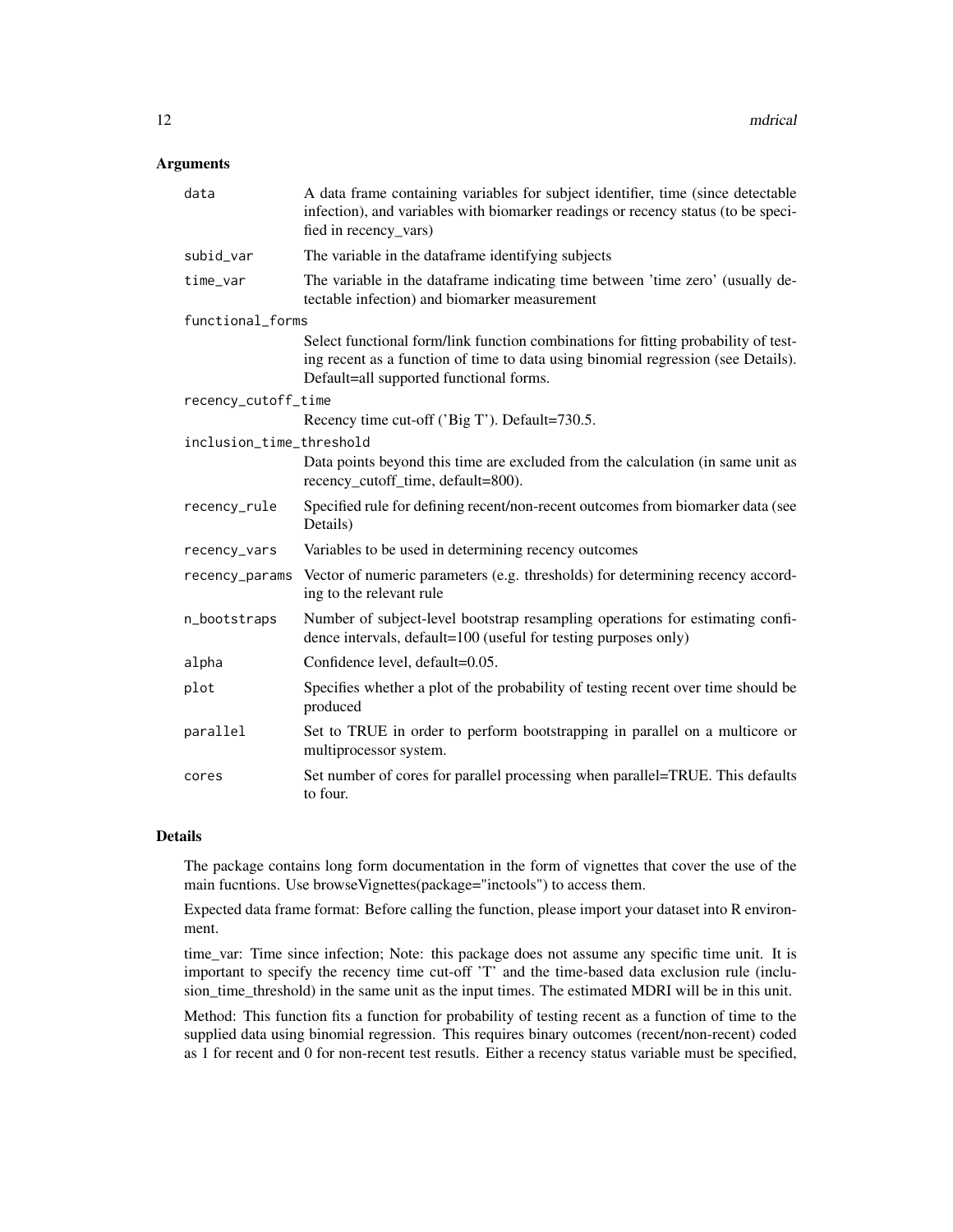## Arguments

| | |
|---|---|
| data | A data frame containing variables for subject identifier, time (since detectable infection), and variables with biomarker readings or recency status (to be specified in recency_vars) |
| subid_var | The variable in the dataframe identifying subjects |
| time_var | The variable in the dataframe indicating time between 'time zero' (usually detectable infection) and biomarker measurement |
| functional_forms | Select functional form/link function combinations for fitting probability of testing recent as a function of time to data using binomial regression (see Details). Default=all supported functional forms. |
| recency_cutoff_time | Recency time cut-off ('Big T'). Default=730.5. |
| inclusion_time_threshold | Data points beyond this time are excluded from the calculation (in same unit as recency_cutoff_time, default=800). |
| recency_rule | Specified rule for defining recent/non-recent outcomes from biomarker data (see Details) |
| recency_vars | Variables to be used in determining recency outcomes |
| recency_params | Vector of numeric parameters (e.g. thresholds) for determining recency according to the relevant rule |
| n_bootstraps | Number of subject-level bootstrap resampling operations for estimating confidence intervals, default=100 (useful for testing purposes only) |
| alpha | Confidence level, default=0.05. |
| plot | Specifies whether a plot of the probability of testing recent over time should be produced |
| parallel | Set to TRUE in order to perform bootstrapping in parallel on a multicore or multiprocessor system. |
| cores | Set number of cores for parallel processing when parallel=TRUE. This defaults to four. |

## Details

The package contains long form documentation in the form of vignettes that cover the use of the main fucntions. Use browseVignettes(package="inctools") to access them.

Expected data frame format: Before calling the function, please import your dataset into R environment.

time_var: Time since infection; Note: this package does not assume any specific time unit. It is important to specify the recency time cut-off 'T' and the time-based data exclusion rule (inclusion_time_threshold) in the same unit as the input times. The estimated MDRI will be in this unit.

Method: This function fits a function for probability of testing recent as a function of time to the supplied data using binomial regression. This requires binary outcomes (recent/non-recent) coded as 1 for recent and 0 for non-recent test resutls. Either a recency status variable must be specified,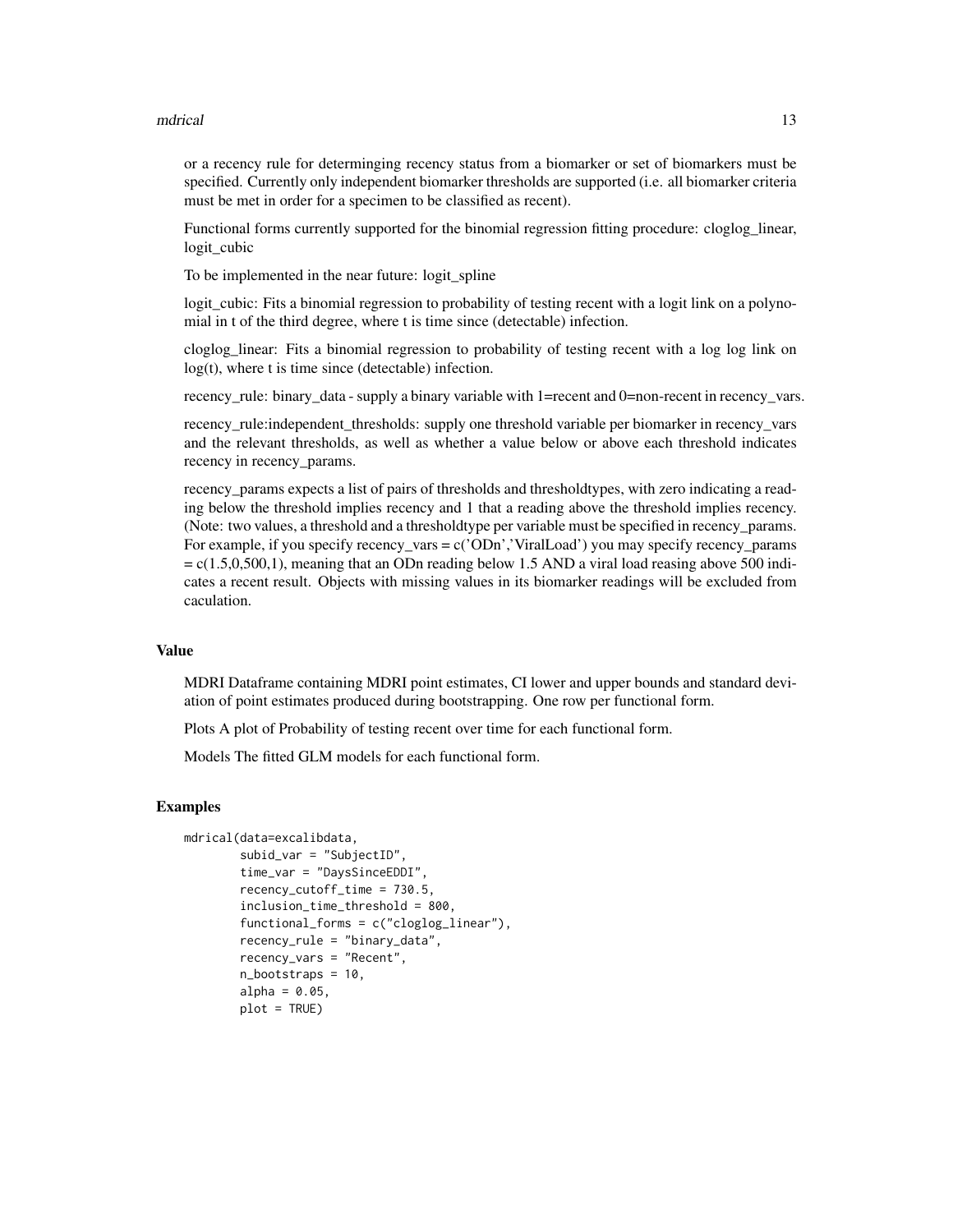or a recency rule for determinging recency status from a biomarker or set of biomarkers must be specified. Currently only independent biomarker thresholds are supported (i.e. all biomarker criteria must be met in order for a specimen to be classified as recent).

Functional forms currently supported for the binomial regression fitting procedure: cloglog_linear, logit_cubic

To be implemented in the near future: logit_spline

logit_cubic: Fits a binomial regression to probability of testing recent with a logit link on a polynomial in t of the third degree, where t is time since (detectable) infection.

cloglog_linear: Fits a binomial regression to probability of testing recent with a log log link on log(t), where t is time since (detectable) infection.

recency_rule: binary_data - supply a binary variable with 1=recent and 0=non-recent in recency_vars.

recency_rule:independent_thresholds: supply one threshold variable per biomarker in recency_vars and the relevant thresholds, as well as whether a value below or above each threshold indicates recency in recency_params.

recency_params expects a list of pairs of thresholds and thresholdtypes, with zero indicating a reading below the threshold implies recency and 1 that a reading above the threshold implies recency. (Note: two values, a threshold and a thresholdtype per variable must be specified in recency_params. For example, if you specify recency_vars = c('ODn','ViralLoad') you may specify recency_params = c(1.5,0,500,1), meaning that an ODn reading below 1.5 AND a viral load reasing above 500 indicates a recent result. Objects with missing values in its biomarker readings will be excluded from caculation.

## Value

MDRI Dataframe containing MDRI point estimates, CI lower and upper bounds and standard deviation of point estimates produced during bootstrapping. One row per functional form.

Plots A plot of Probability of testing recent over time for each functional form.

Models The fitted GLM models for each functional form.

## Examples

```
mdrical(data=excalibdata,
        subid_var = "SubjectID",
        time_var = "DaysSinceEDDI",
        recency_cutoff_time = 730.5,
        inclusion_time_threshold = 800,
        functional_forms = c("cloglog_linear"),
        recency_rule = "binary_data",
        recency_vars = "Recent",
        n_bootstraps = 10,
        alpha = 0.05,
        plot = TRUE)
```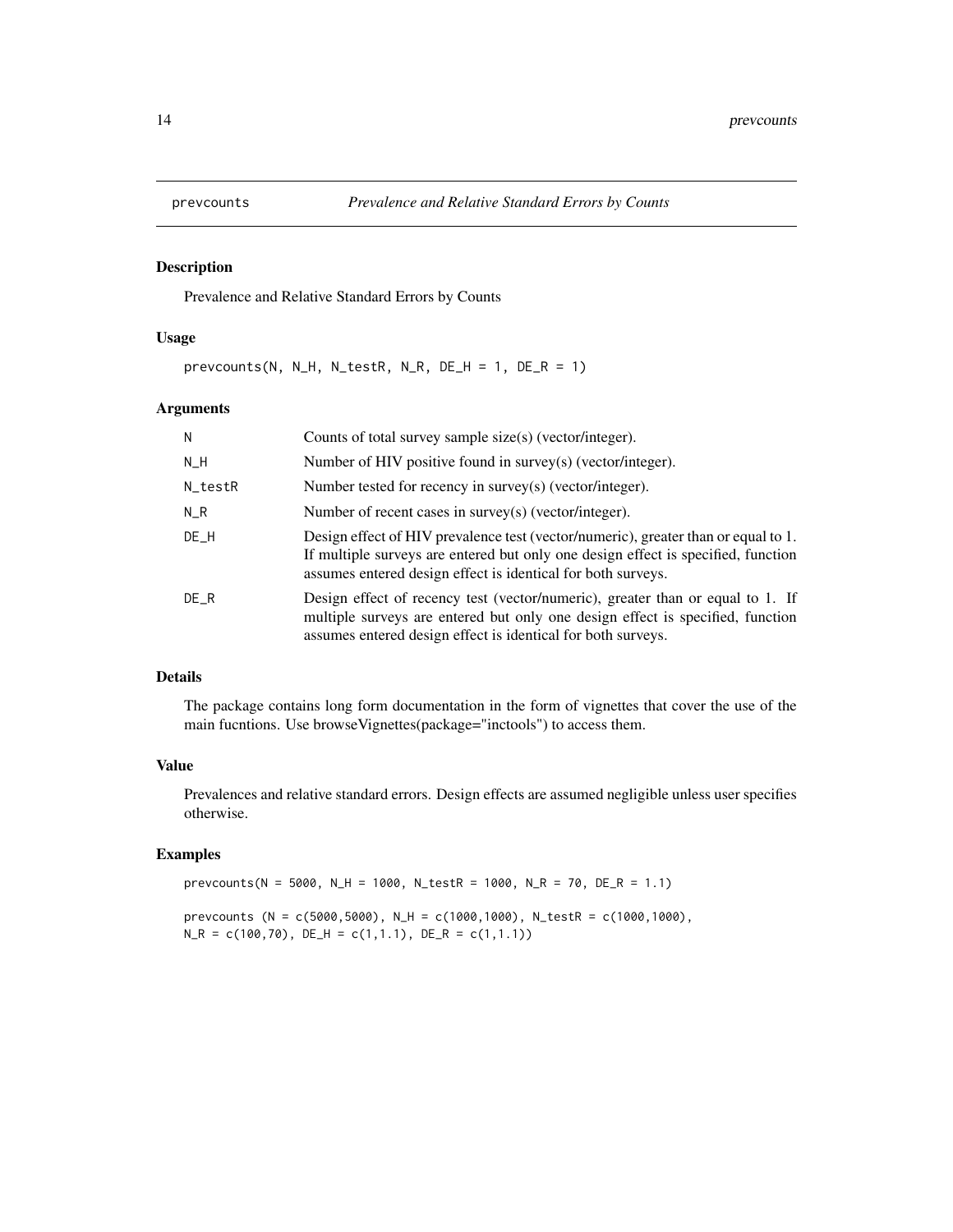## prevcounts — *Prevalence and Relative Standard Errors by Counts*

### Description

Prevalence and Relative Standard Errors by Counts

### Usage

```
prevcounts(N, N_H, N_testR, N_R, DE_H = 1, DE_R = 1)
```

### Arguments

| Argument | Description |
|---|---|
| `N` | Counts of total survey sample size(s) (vector/integer). |
| `N_H` | Number of HIV positive found in survey(s) (vector/integer). |
| `N_testR` | Number tested for recency in survey(s) (vector/integer). |
| `N_R` | Number of recent cases in survey(s) (vector/integer). |
| `DE_H` | Design effect of HIV prevalence test (vector/numeric), greater than or equal to 1. If multiple surveys are entered but only one design effect is specified, function assumes entered design effect is identical for both surveys. |
| `DE_R` | Design effect of recency test (vector/numeric), greater than or equal to 1. If multiple surveys are entered but only one design effect is specified, function assumes entered design effect is identical for both surveys. |

### Details

The package contains long form documentation in the form of vignettes that cover the use of the main fucntions. Use browseVignettes(package="inctools") to access them.

### Value

Prevalences and relative standard errors. Design effects are assumed negligible unless user specifies otherwise.

### Examples

```
prevcounts(N = 5000, N_H = 1000, N_testR = 1000, N_R = 70, DE_R = 1.1)

prevcounts (N = c(5000,5000), N_H = c(1000,1000), N_testR = c(1000,1000),
N_R = c(100,70), DE_H = c(1,1.1), DE_R = c(1,1.1))
```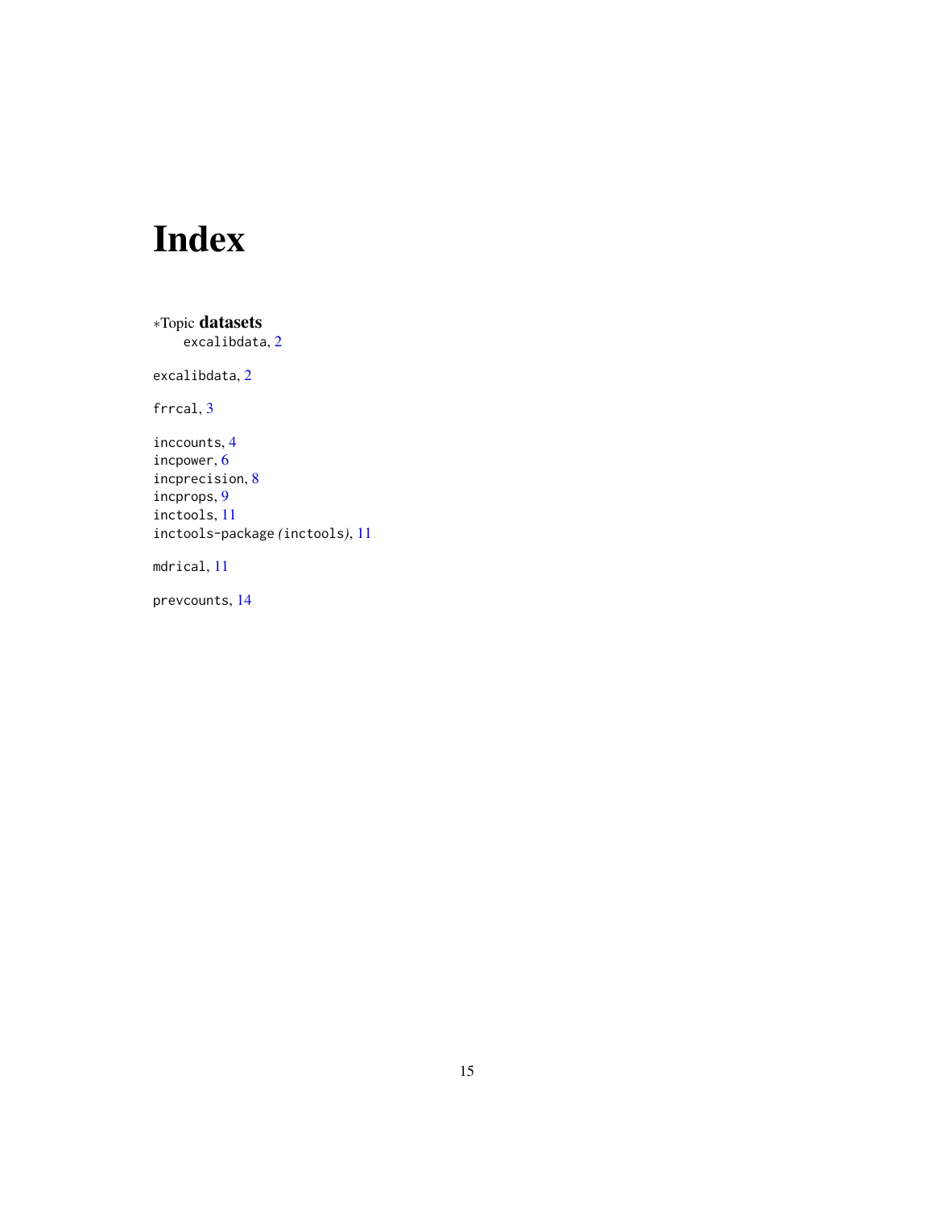# Index

*Topic **datasets**
  excalibdata, 2

excalibdata, 2

frrcal, 3

inccounts, 4
incpower, 6
incprecision, 8
incprops, 9
inctools, 11
inctools-package *(inctools)*, 11

mdrical, 11

prevcounts, 14